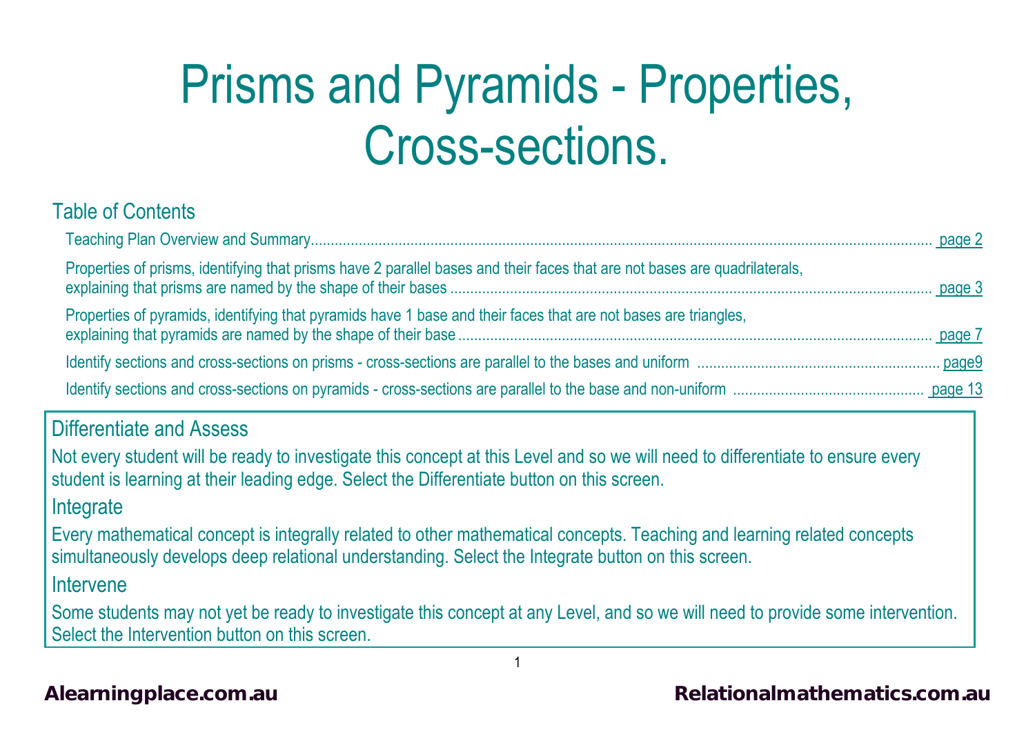# Prisms and Pyramids - Properties, Cross-sections.

## Table of Contents

- Teaching Plan Overview and Summary........................................ page 2
- Properties of prisms, identifying that prisms have 2 parallel bases and their faces that are not bases are quadrilaterals, explaining that prisms are named by the shape of their bases ........................................ page 3
- Properties of pyramids, identifying that pyramids have 1 base and their faces that are not bases are triangles, explaining that pyramids are named by the shape of their base ........................................ page 7
- Identify sections and cross-sections on prisms - cross-sections are parallel to the bases and uniform ........................................ page9
- Identify sections and cross-sections on pyramids - cross-sections are parallel to the base and non-uniform ........................................ page 13

## Differentiate and Assess

Not every student will be ready to investigate this concept at this Level and so we will need to differentiate to ensure every student is learning at their leading edge. Select the Differentiate button on this screen.

## Integrate

Every mathematical concept is integrally related to other mathematical concepts. Teaching and learning related concepts simultaneously develops deep relational understanding. Select the Integrate button on this screen.

## Intervene

Some students may not yet be ready to investigate this concept at any Level, and so we will need to provide some intervention. Select the Intervention button on this screen.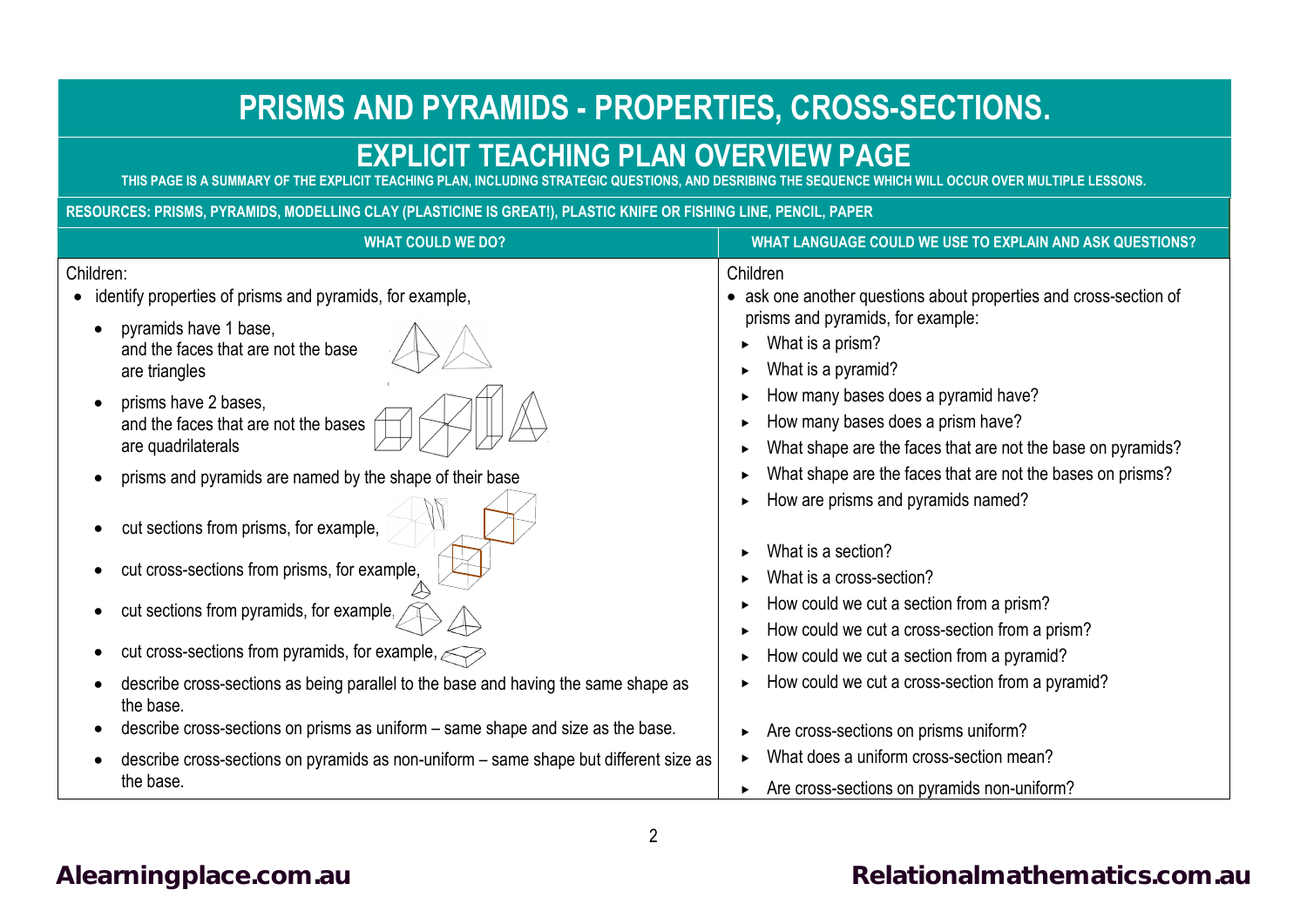# PRISMS AND PYRAMIDS - PROPERTIES, CROSS-SECTIONS.

## EXPLICIT TEACHING PLAN OVERVIEW PAGE

THIS PAGE IS A SUMMARY OF THE EXPLICIT TEACHING PLAN, INCLUDING STRATEGIC QUESTIONS, AND DESRIBING THE SEQUENCE WHICH WILL OCCUR OVER MULTIPLE LESSONS.

**RESOURCES: PRISMS, PYRAMIDS, MODELLING CLAY (PLASTICINE IS GREAT!), PLASTIC KNIFE OR FISHING LINE, PENCIL, PAPER**

| WHAT COULD WE DO? | WHAT LANGUAGE COULD WE USE TO EXPLAIN AND ASK QUESTIONS? |
|---|---|
| Children:<br>• identify properties of prisms and pyramids, for example,<br>&nbsp;&nbsp;• pyramids have 1 base, and the faces that are not the base are triangles<br>&nbsp;&nbsp;• prisms have 2 bases, and the faces that are not the bases are quadrilaterals<br>&nbsp;&nbsp;• prisms and pyramids are named by the shape of their base<br>&nbsp;&nbsp;• cut sections from prisms, for example,<br>&nbsp;&nbsp;• cut cross-sections from prisms, for example,<br>&nbsp;&nbsp;• cut sections from pyramids, for example,<br>&nbsp;&nbsp;• cut cross-sections from pyramids, for example,<br>&nbsp;&nbsp;• describe cross-sections as being parallel to the base and having the same shape as the base.<br>&nbsp;&nbsp;• describe cross-sections on prisms as uniform – same shape and size as the base.<br>&nbsp;&nbsp;• describe cross-sections on pyramids as non-uniform – same shape but different size as the base. | Children<br>• ask one another questions about properties and cross-section of prisms and pyramids, for example:<br>&nbsp;&nbsp;► What is a prism?<br>&nbsp;&nbsp;► What is a pyramid?<br>&nbsp;&nbsp;► How many bases does a pyramid have?<br>&nbsp;&nbsp;► How many bases does a prism have?<br>&nbsp;&nbsp;► What shape are the faces that are not the base on pyramids?<br>&nbsp;&nbsp;► What shape are the faces that are not the bases on prisms?<br>&nbsp;&nbsp;► How are prisms and pyramids named?<br><br>&nbsp;&nbsp;► What is a section?<br>&nbsp;&nbsp;► What is a cross-section?<br>&nbsp;&nbsp;► How could we cut a section from a prism?<br>&nbsp;&nbsp;► How could we cut a cross-section from a prism?<br>&nbsp;&nbsp;► How could we cut a section from a pyramid?<br>&nbsp;&nbsp;► How could we cut a cross-section from a pyramid?<br><br>&nbsp;&nbsp;► Are cross-sections on prisms uniform?<br>&nbsp;&nbsp;► What does a uniform cross-section mean?<br>&nbsp;&nbsp;► Are cross-sections on pyramids non-uniform? |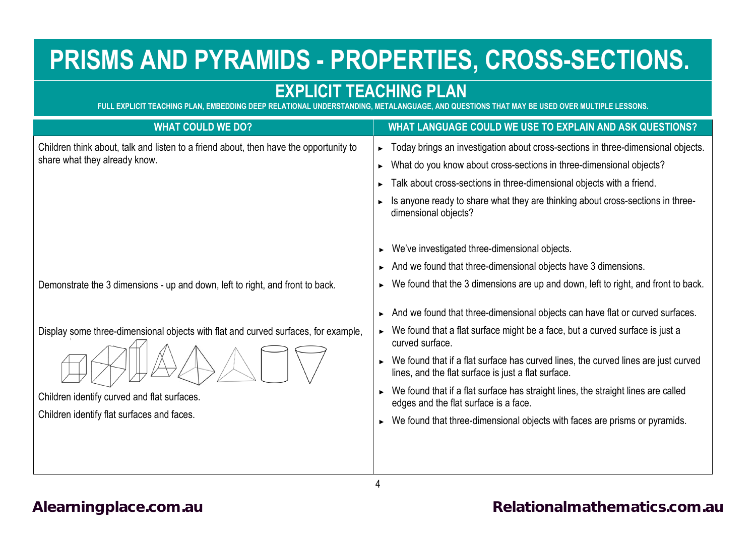# PRISMS AND PYRAMIDS - PROPERTIES, CROSS-SECTIONS.

## EXPLICIT TEACHING PLAN

FULL EXPLICIT TEACHING PLAN, EMBEDDING DEEP RELATIONAL UNDERSTANDING, METALANGUAGE, AND QUESTIONS THAT MAY BE USED OVER MULTIPLE LESSONS.

| WHAT COULD WE DO? | WHAT LANGUAGE COULD WE USE TO EXPLAIN AND ASK QUESTIONS? |
|---|---|
| Children think about, talk and listen to a friend about, then have the opportunity to share what they already know. | ► Today brings an investigation about cross-sections in three-dimensional objects.<br>► What do you know about cross-sections in three-dimensional objects?<br>► Talk about cross-sections in three-dimensional objects with a friend.<br>► Is anyone ready to share what they are thinking about cross-sections in three-dimensional objects? |
| | ► We've investigated three-dimensional objects.<br>► And we found that three-dimensional objects have 3 dimensions. |
| Demonstrate the 3 dimensions - up and down, left to right, and front to back. | ► We found that the 3 dimensions are up and down, left to right, and front to back. |
| | ► And we found that three-dimensional objects can have flat or curved surfaces. |
| Display some three-dimensional objects with flat and curved surfaces, for example,<br><br>Children identify curved and flat surfaces.<br>Children identify flat surfaces and faces. | ► We found that a flat surface might be a face, but a curved surface is just a curved surface.<br>► We found that if a flat surface has curved lines, the curved lines are just curved lines, and the flat surface is just a flat surface.<br>► We found that if a flat surface has straight lines, the straight lines are called edges and the flat surface is a face.<br>► We found that three-dimensional objects with faces are prisms or pyramids. |

Alearningplace.com.au Relationalmathematics.com.au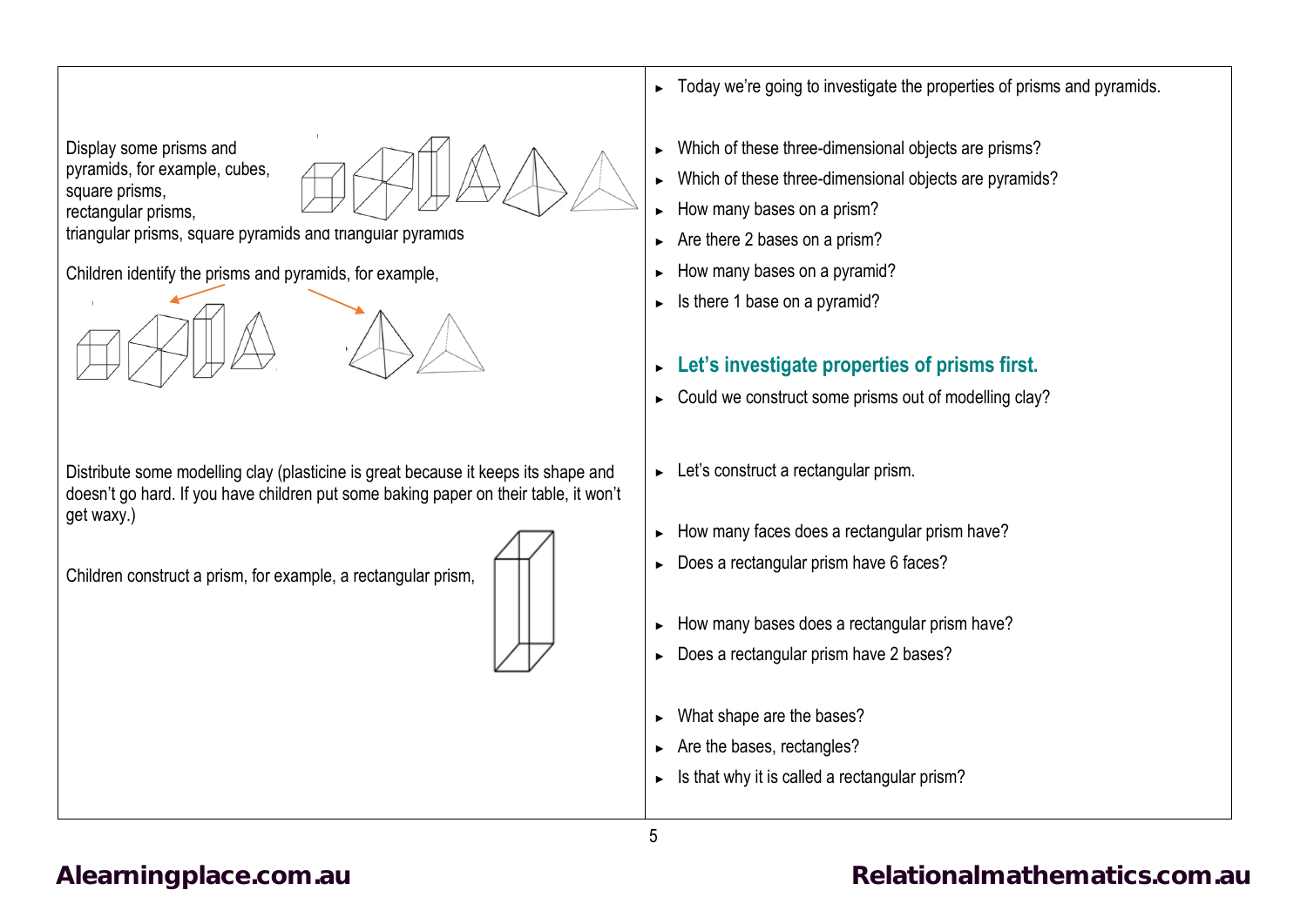| | |
|---|---|
| Display some prisms and pyramids, for example, cubes, square prisms, rectangular prisms, triangular prisms, square pyramids and triangular pyramids | ► Today we're going to investigate the properties of prisms and pyramids. |
| Children identify the prisms and pyramids, for example, | ► Which of these three-dimensional objects are prisms?<br>► Which of these three-dimensional objects are pyramids?<br>► How many bases on a prism?<br>► Are there 2 bases on a prism?<br>► How many bases on a pyramid?<br>► Is there 1 base on a pyramid? |
| | ► **Let's investigate properties of prisms first.**<br>► Could we construct some prisms out of modelling clay? |
| Distribute some modelling clay (plasticine is great because it keeps its shape and doesn't go hard. If you have children put some baking paper on their table, it won't get waxy.) | |
| Children construct a prism, for example, a rectangular prism, | ► Let's construct a rectangular prism.<br>► How many faces does a rectangular prism have?<br>► Does a rectangular prism have 6 faces?<br>► How many bases does a rectangular prism have?<br>► Does a rectangular prism have 2 bases?<br>► What shape are the bases?<br>► Are the bases, rectangles?<br>► Is that why it is called a rectangular prism? |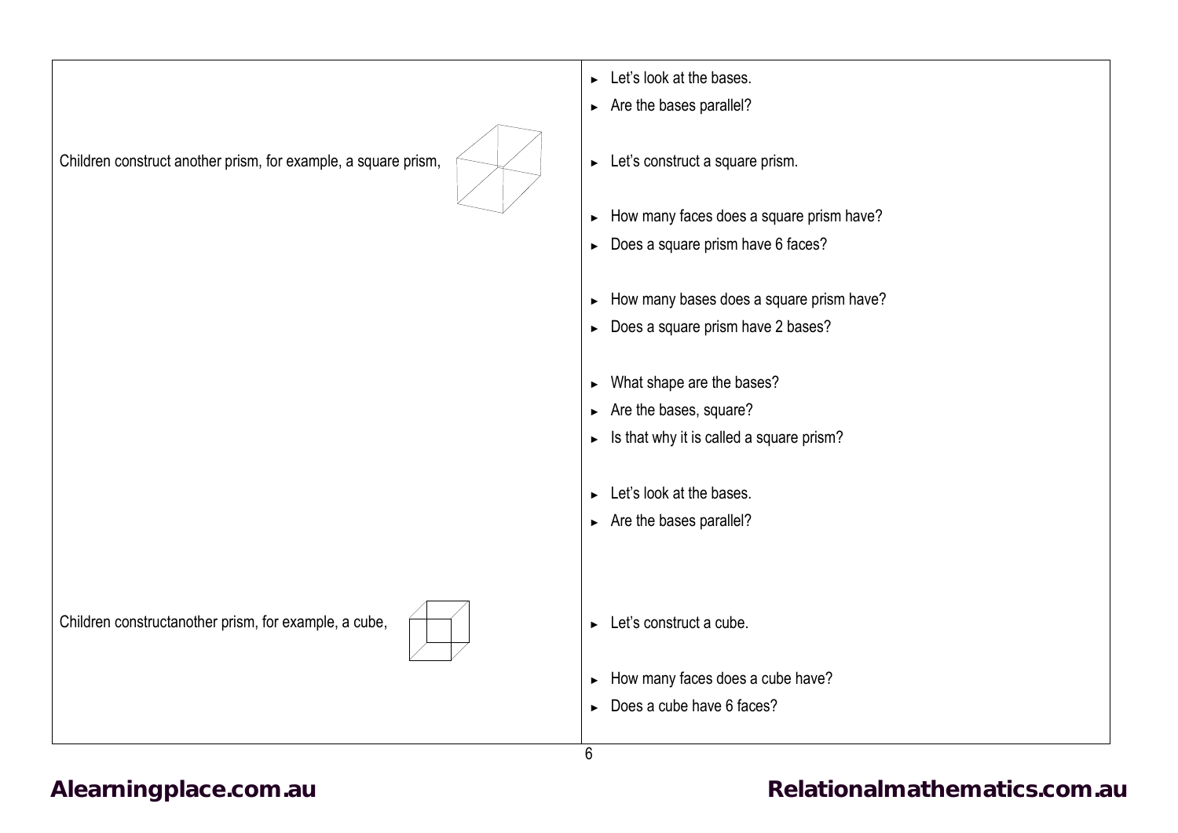| | |
|---|---|
| | ► Let's look at the bases.<br>► Are the bases parallel? |
| Children construct another prism, for example, a square prism, | ► Let's construct a square prism.<br><br>► How many faces does a square prism have?<br>► Does a square prism have 6 faces?<br><br>► How many bases does a square prism have?<br>► Does a square prism have 2 bases?<br><br>► What shape are the bases?<br>► Are the bases, square?<br>► Is that why it is called a square prism?<br><br>► Let's look at the bases.<br>► Are the bases parallel? |
| Children constructanother prism, for example, a cube, | ► Let's construct a cube.<br><br>► How many faces does a cube have?<br>► Does a cube have 6 faces? |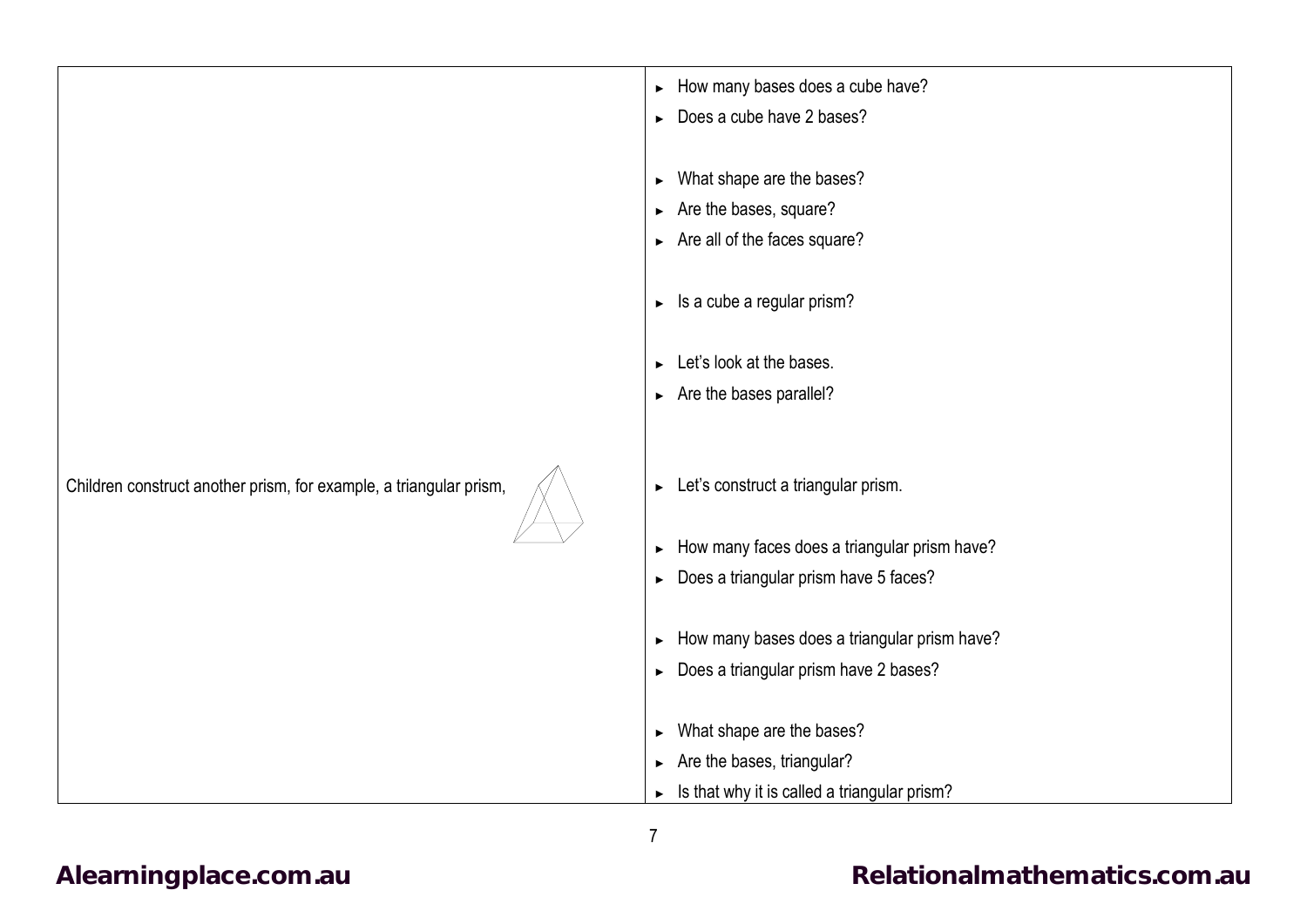| | |
|---|---|
| | ► How many bases does a cube have?<br>► Does a cube have 2 bases?<br><br>► What shape are the bases?<br>► Are the bases, square?<br>► Are all of the faces square?<br><br>► Is a cube a regular prism?<br><br>► Let's look at the bases.<br>► Are the bases parallel? |
| Children construct another prism, for example, a triangular prism, | ► Let's construct a triangular prism.<br><br>► How many faces does a triangular prism have?<br>► Does a triangular prism have 5 faces?<br><br>► How many bases does a triangular prism have?<br>► Does a triangular prism have 2 bases?<br><br>► What shape are the bases?<br>► Are the bases, triangular?<br>► Is that why it is called a triangular prism? |

Alearningplace.com.au

Relationalmathematics.com.au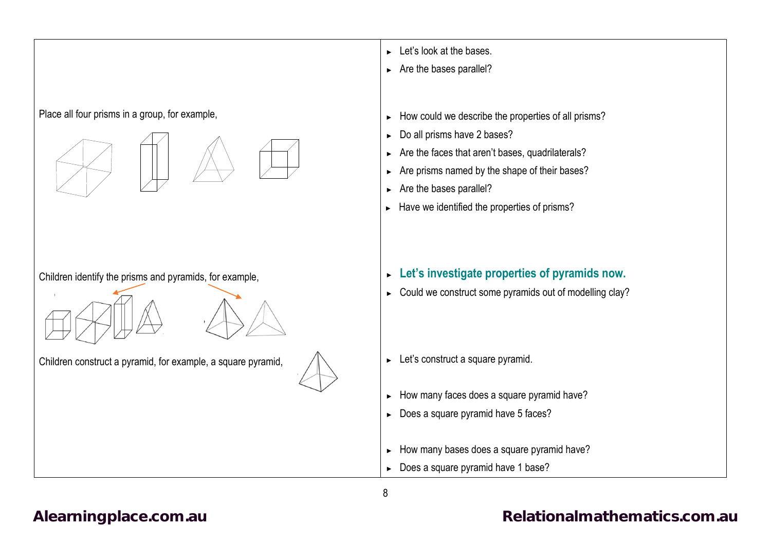| | |
|---|---|
| | ► Let's look at the bases.<br>► Are the bases parallel? |
| Place all four prisms in a group, for example, | ► How could we describe the properties of all prisms?<br>► Do all prisms have 2 bases?<br>► Are the faces that aren't bases, quadrilaterals?<br>► Are prisms named by the shape of their bases?<br>► Are the bases parallel?<br>► Have we identified the properties of prisms? |
| Children identify the prisms and pyramids, for example, | ► **Let's investigate properties of pyramids now.**<br>► Could we construct some pyramids out of modelling clay? |
| Children construct a pyramid, for example, a square pyramid, | ► Let's construct a square pyramid.<br>► How many faces does a square pyramid have?<br>► Does a square pyramid have 5 faces?<br>► How many bases does a square pyramid have?<br>► Does a square pyramid have 1 base? |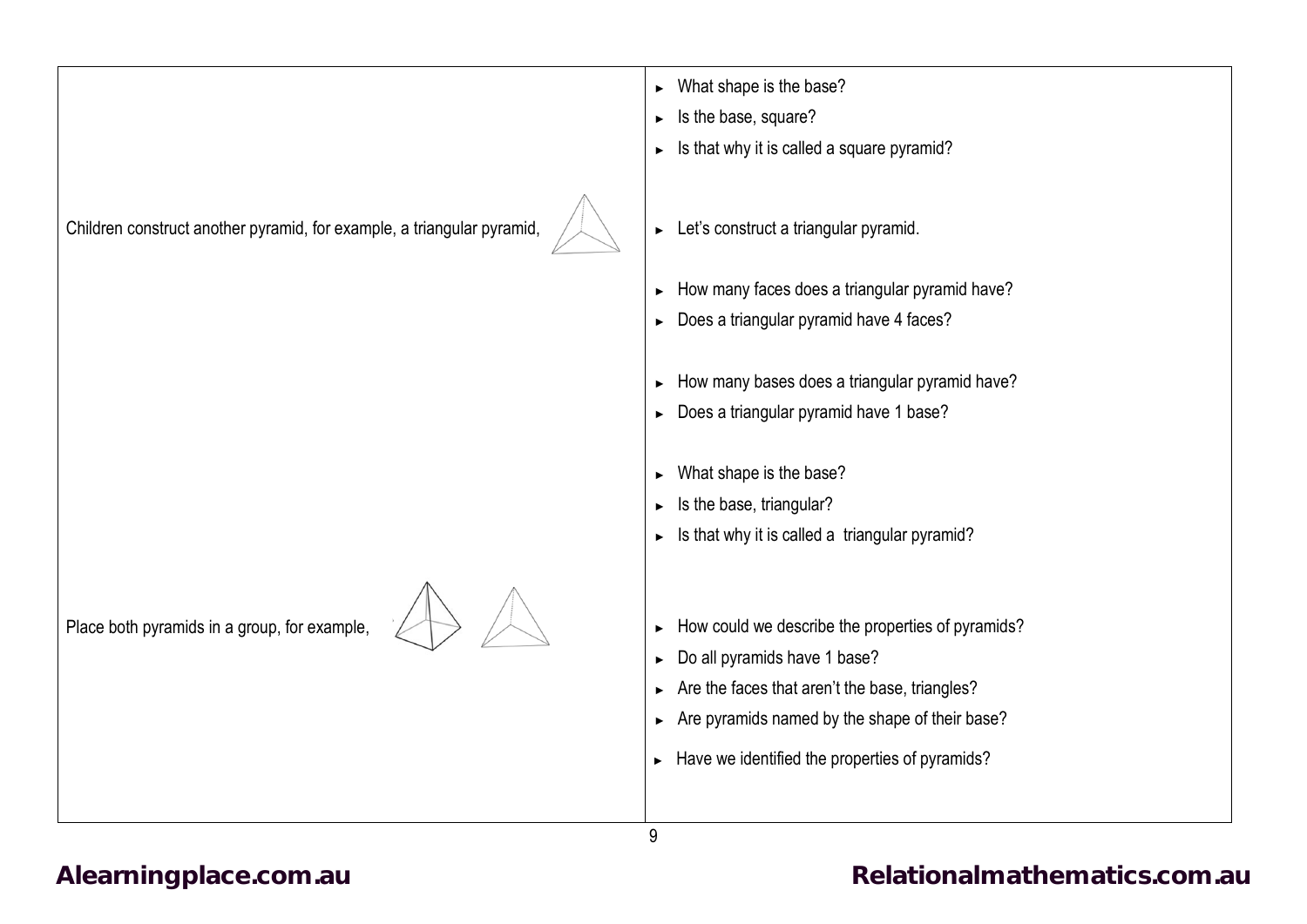| | |
|---|---|
| | ► What shape is the base?<br>► Is the base, square?<br>► Is that why it is called a square pyramid? |
| Children construct another pyramid, for example, a triangular pyramid, | ► Let's construct a triangular pyramid.<br><br>► How many faces does a triangular pyramid have?<br>► Does a triangular pyramid have 4 faces?<br><br>► How many bases does a triangular pyramid have?<br>► Does a triangular pyramid have 1 base?<br><br>► What shape is the base?<br>► Is the base, triangular?<br>► Is that why it is called a triangular pyramid? |
| Place both pyramids in a group, for example, | ► How could we describe the properties of pyramids?<br>► Do all pyramids have 1 base?<br>► Are the faces that aren't the base, triangles?<br>► Are pyramids named by the shape of their base?<br>► Have we identified the properties of pyramids? |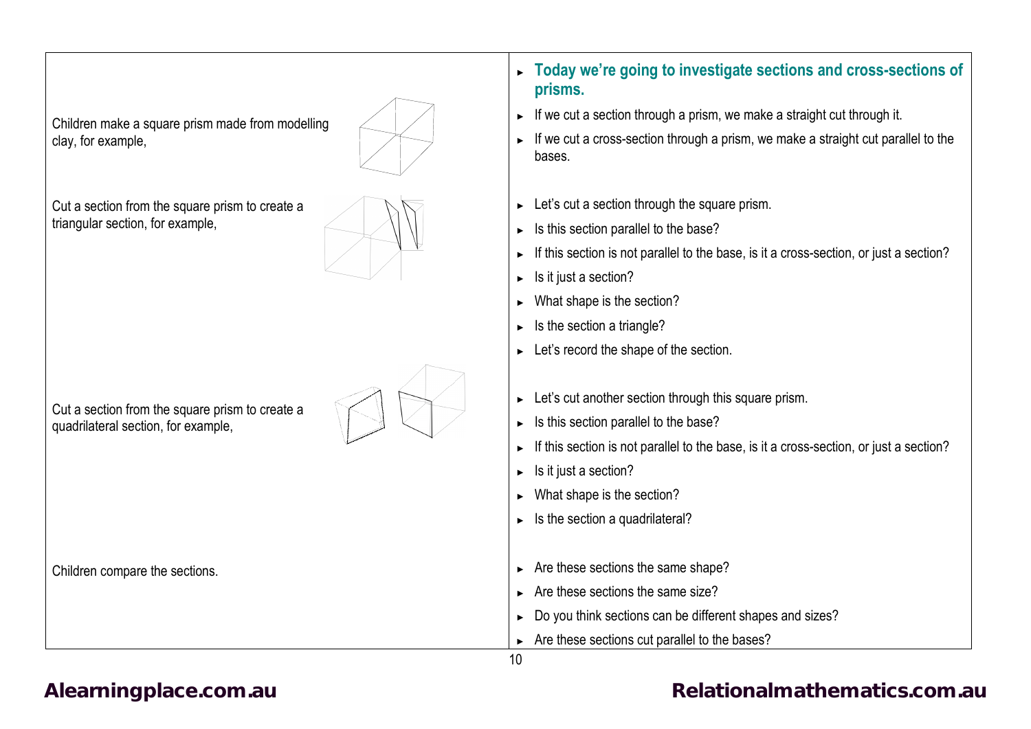| | |
|---|---|
| | ► **Today we're going to investigate sections and cross-sections of prisms.**<br>► If we cut a section through a prism, we make a straight cut through it.<br>► If we cut a cross-section through a prism, we make a straight cut parallel to the bases. |
| Children make a square prism made from modelling clay, for example, | |
| Cut a section from the square prism to create a triangular section, for example, | ► Let's cut a section through the square prism.<br>► Is this section parallel to the base?<br>► If this section is not parallel to the base, is it a cross-section, or just a section?<br>► Is it just a section?<br>► What shape is the section?<br>► Is the section a triangle?<br>► Let's record the shape of the section. |
| Cut a section from the square prism to create a quadrilateral section, for example, | ► Let's cut another section through this square prism.<br>► Is this section parallel to the base?<br>► If this section is not parallel to the base, is it a cross-section, or just a section?<br>► Is it just a section?<br>► What shape is the section?<br>► Is the section a quadrilateral? |
| Children compare the sections. | ► Are these sections the same shape?<br>► Are these sections the same size?<br>► Do you think sections can be different shapes and sizes?<br>► Are these sections cut parallel to the bases? |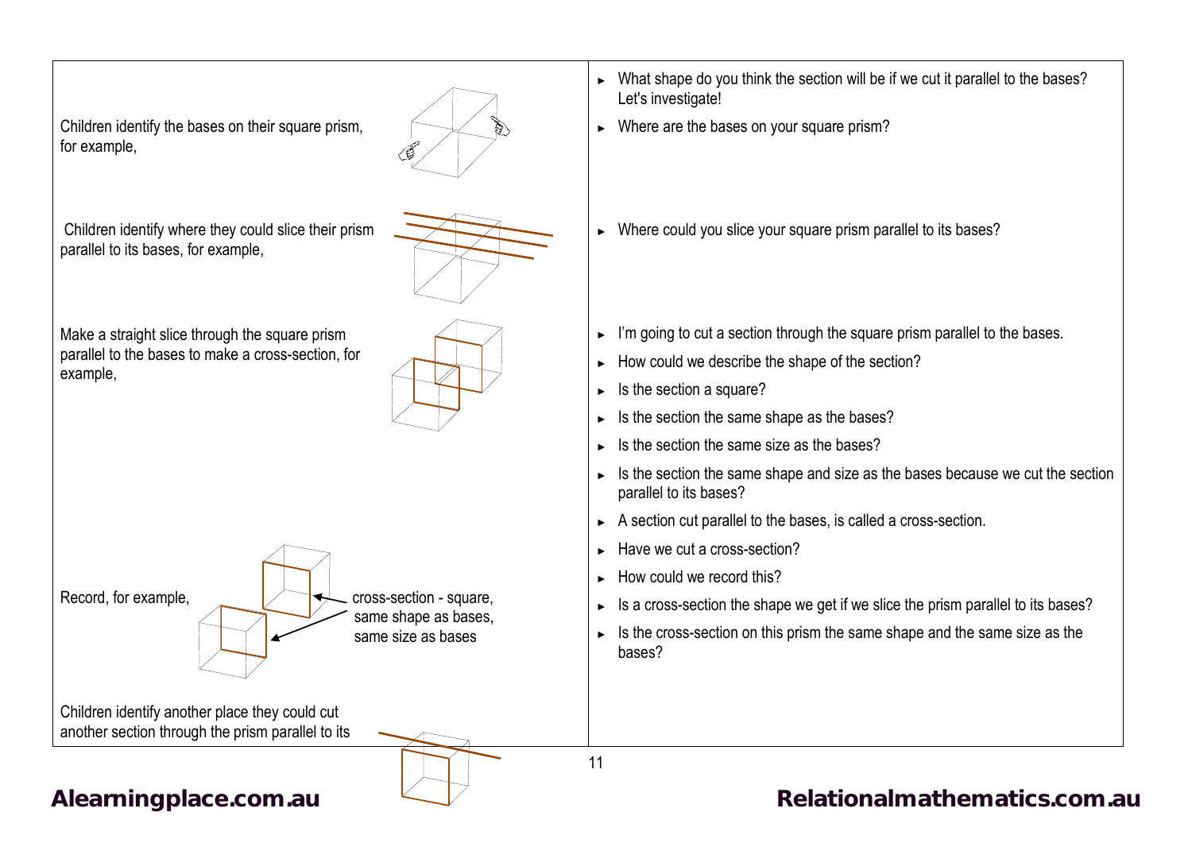| | |
|---|---|
| | ► What shape do you think the section will be if we cut it parallel to the bases? Let's investigate! |
| Children identify the bases on their square prism, for example, | ► Where are the bases on your square prism? |
| Children identify where they could slice their prism parallel to its bases, for example, | ► Where could you slice your square prism parallel to its bases? |
| Make a straight slice through the square prism parallel to the bases to make a cross-section, for example, | ► I'm going to cut a section through the square prism parallel to the bases.<br>► How could we describe the shape of the section?<br>► Is the section a square?<br>► Is the section the same shape as the bases?<br>► Is the section the same size as the bases?<br>► Is the section the same shape and size as the bases because we cut the section parallel to its bases?<br>► A section cut parallel to the bases, is called a cross-section.<br>► Have we cut a cross-section? |
| Record, for example, cross-section - square, same shape as bases, same size as bases | ► How could we record this?<br>► Is a cross-section the shape we get if we slice the prism parallel to its bases?<br>► Is the cross-section on this prism the same shape and the same size as the bases? |
| Children identify another place they could cut another section through the prism parallel to its | |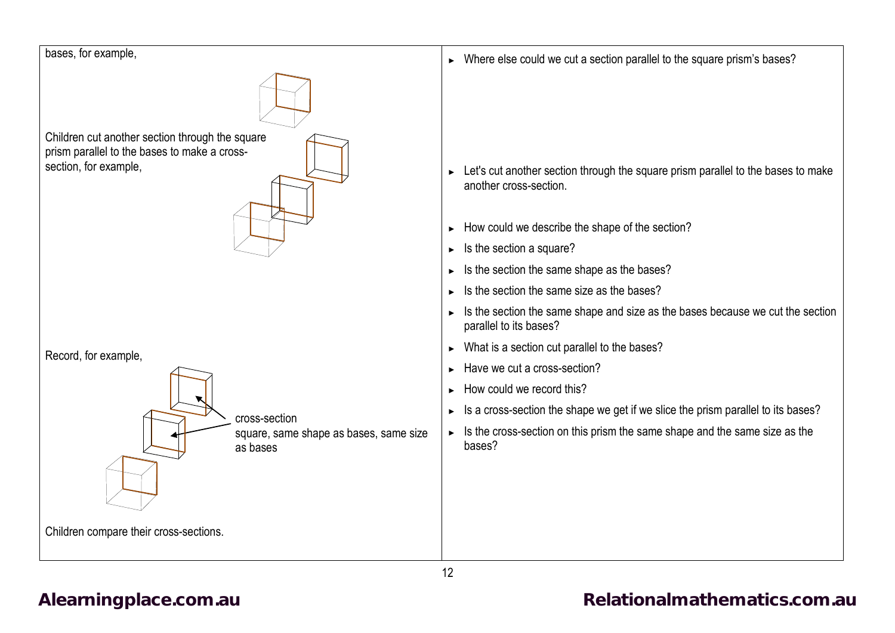| | |
|---|---|
| bases, for example, | ► Where else could we cut a section parallel to the square prism's bases? |
| Children cut another section through the square prism parallel to the bases to make a cross-section, for example, | ► Let's cut another section through the square prism parallel to the bases to make another cross-section.<br><br>► How could we describe the shape of the section?<br>► Is the section a square?<br>► Is the section the same shape as the bases?<br>► Is the section the same size as the bases?<br>► Is the section the same shape and size as the bases because we cut the section parallel to its bases?<br>► What is a section cut parallel to the bases? |
| Record, for example,<br><br>cross-section<br>square, same shape as bases, same size as bases<br><br>Children compare their cross-sections. | ► Have we cut a cross-section?<br>► How could we record this?<br>► Is a cross-section the shape we get if we slice the prism parallel to its bases?<br>► Is the cross-section on this prism the same shape and the same size as the bases? |

Alearningplace.com.au

Relationalmathematics.com.au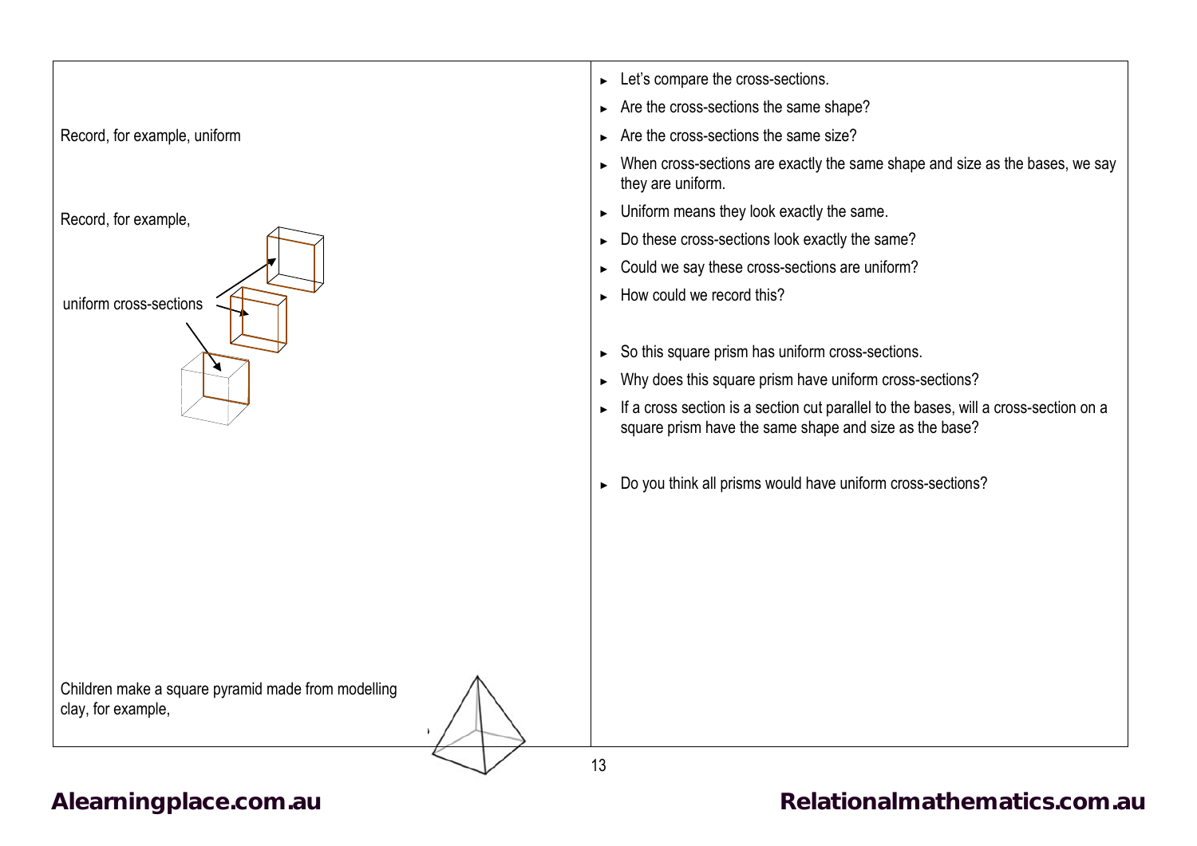| | |
|---|---|
| Record, for example, uniform | ► Let's compare the cross-sections.<br>► Are the cross-sections the same shape?<br>► Are the cross-sections the same size?<br>► When cross-sections are exactly the same shape and size as the bases, we say they are uniform. |
| Record, for example,<br><br>uniform cross-sections | ► Uniform means they look exactly the same.<br>► Do these cross-sections look exactly the same?<br>► Could we say these cross-sections are uniform?<br>► How could we record this?<br><br>► So this square prism has uniform cross-sections.<br>► Why does this square prism have uniform cross-sections?<br>► If a cross section is a section cut parallel to the bases, will a cross-section on a square prism have the same shape and size as the base?<br><br>► Do you think all prisms would have uniform cross-sections? |
| Children make a square pyramid made from modelling clay, for example, | |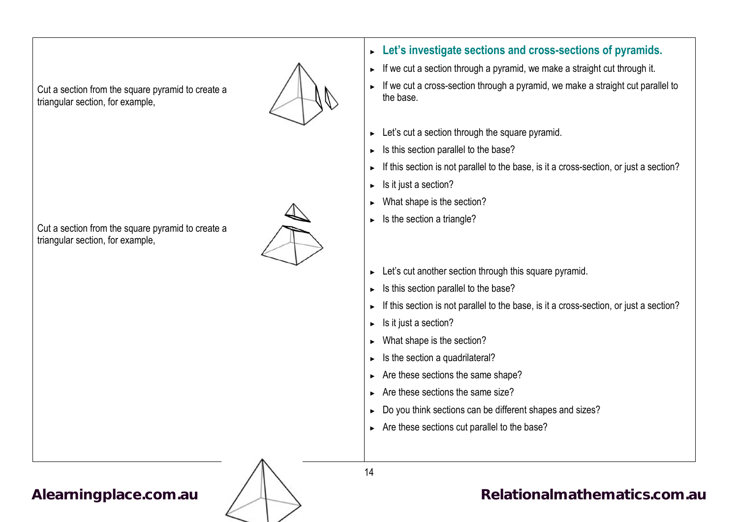Cut a section from the square pyramid to create a triangular section, for example,

Cut a section from the square pyramid to create a triangular section, for example,

- **Let's investigate sections and cross-sections of pyramids.**
- If we cut a section through a pyramid, we make a straight cut through it.
- If we cut a cross-section through a pyramid, we make a straight cut parallel to the base.

- Let's cut a section through the square pyramid.
- Is this section parallel to the base?
- If this section is not parallel to the base, is it a cross-section, or just a section?
- Is it just a section?
- What shape is the section?
- Is the section a triangle?

- Let's cut another section through this square pyramid.
- Is this section parallel to the base?
- If this section is not parallel to the base, is it a cross-section, or just a section?
- Is it just a section?
- What shape is the section?
- Is the section a quadrilateral?
- Are these sections the same shape?
- Are these sections the same size?
- Do you think sections can be different shapes and sizes?
- Are these sections cut parallel to the base?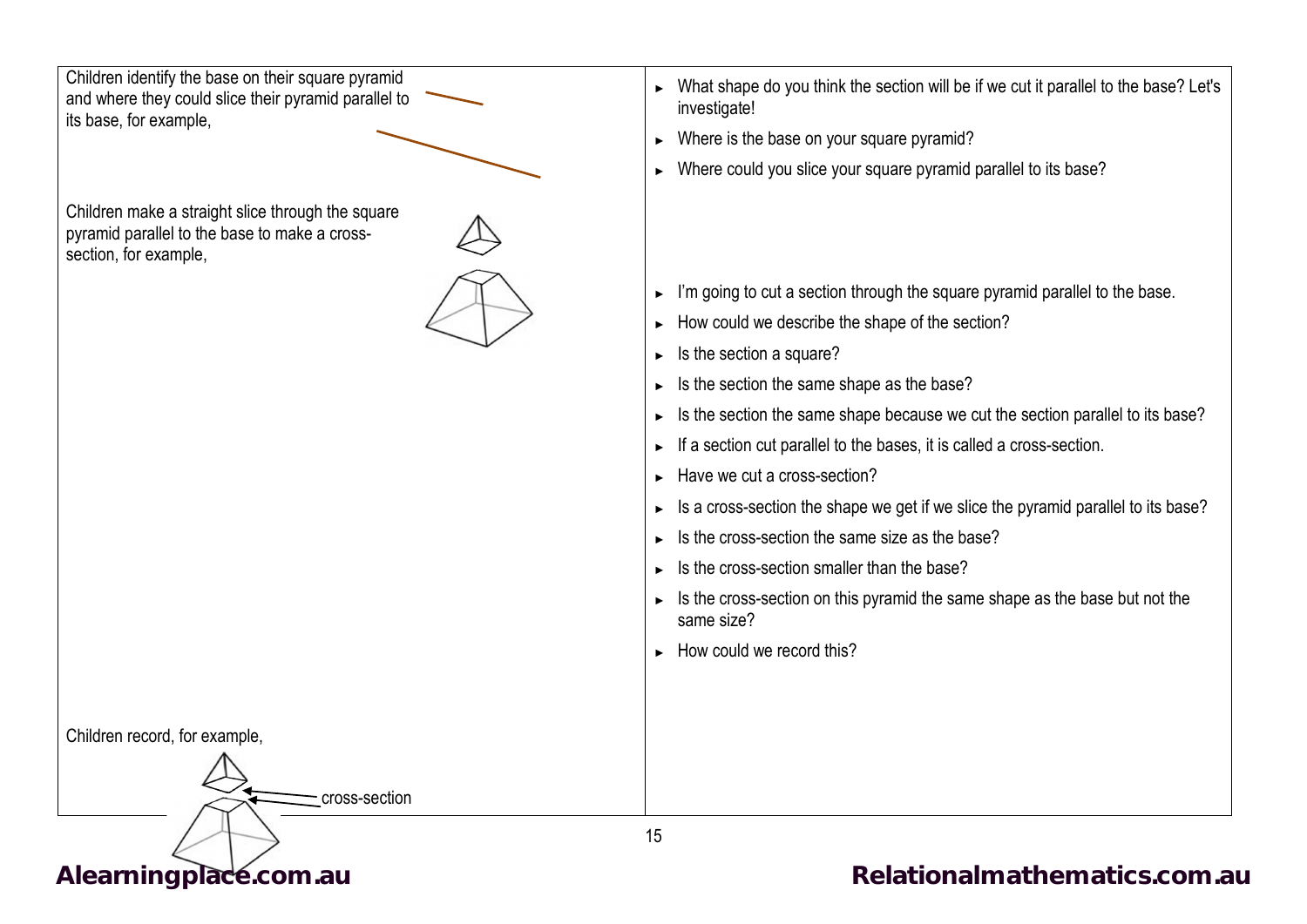| | |
|---|---|
| Children identify the base on their square pyramid and where they could slice their pyramid parallel to its base, for example, | ► What shape do you think the section will be if we cut it parallel to the base? Let's investigate!<br>► Where is the base on your square pyramid?<br>► Where could you slice your square pyramid parallel to its base? |
| Children make a straight slice through the square pyramid parallel to the base to make a cross-section, for example, | ► I'm going to cut a section through the square pyramid parallel to the base.<br>► How could we describe the shape of the section?<br>► Is the section a square?<br>► Is the section the same shape as the base?<br>► Is the section the same shape because we cut the section parallel to its base?<br>► If a section cut parallel to the bases, it is called a cross-section.<br>► Have we cut a cross-section?<br>► Is a cross-section the shape we get if we slice the pyramid parallel to its base?<br>► Is the cross-section the same size as the base?<br>► Is the cross-section smaller than the base?<br>► Is the cross-section on this pyramid the same shape as the base but not the same size?<br>► How could we record this? |
| Children record, for example,<br><br>cross-section | |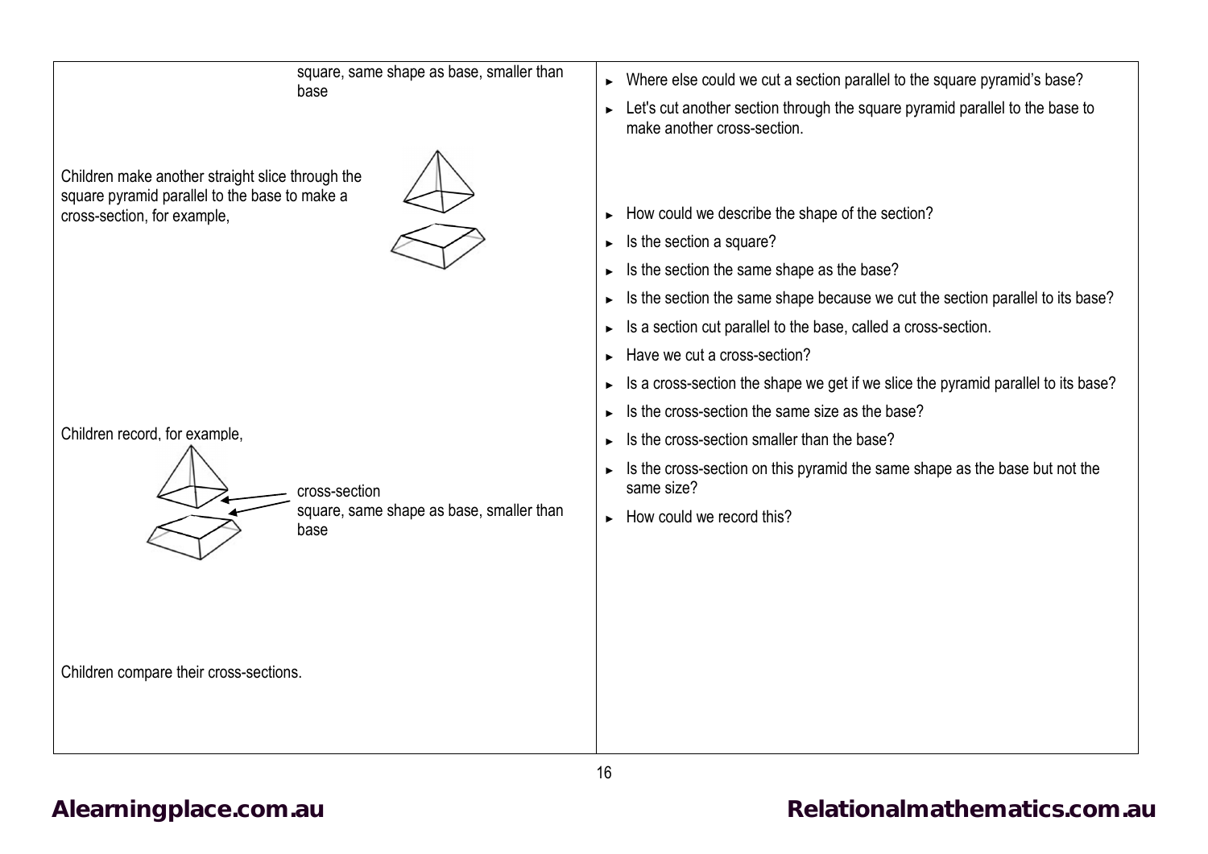| | |
|---|---|
| square, same shape as base, smaller than base<br><br>Children make another straight slice through the square pyramid parallel to the base to make a cross-section, for example,<br><br>Children record, for example,<br><br>cross-section<br>square, same shape as base, smaller than base<br><br>Children compare their cross-sections. | ► Where else could we cut a section parallel to the square pyramid's base?<br>► Let's cut another section through the square pyramid parallel to the base to make another cross-section.<br><br>► How could we describe the shape of the section?<br>► Is the section a square?<br>► Is the section the same shape as the base?<br>► Is the section the same shape because we cut the section parallel to its base?<br>► Is a section cut parallel to the base, called a cross-section.<br>► Have we cut a cross-section?<br>► Is a cross-section the shape we get if we slice the pyramid parallel to its base?<br>► Is the cross-section the same size as the base?<br>► Is the cross-section smaller than the base?<br>► Is the cross-section on this pyramid the same shape as the base but not the same size?<br>► How could we record this? |

Alearningplace.com.au

Relationalmathematics.com.au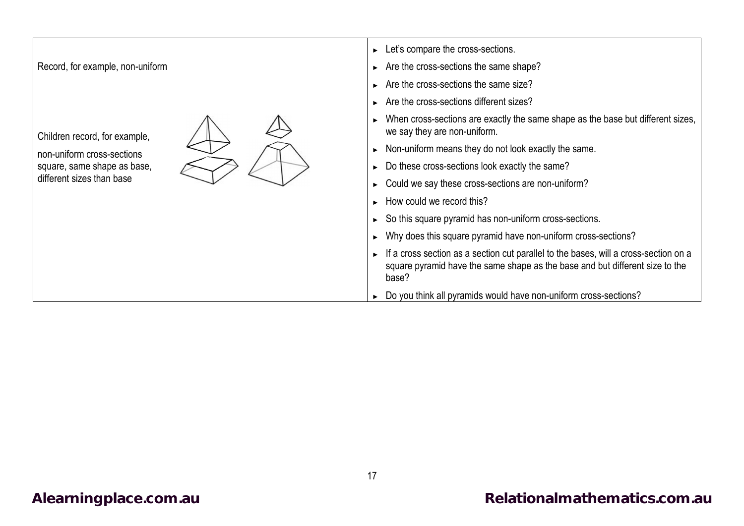| | |
|---|---|
| Record, for example, non-uniform | ► Let's compare the cross-sections.<br>► Are the cross-sections the same shape?<br>► Are the cross-sections the same size?<br>► Are the cross-sections different sizes?<br>► When cross-sections are exactly the same shape as the base but different sizes, we say they are non-uniform.<br>► Non-uniform means they do not look exactly the same.<br>► Do these cross-sections look exactly the same?<br>► Could we say these cross-sections are non-uniform?<br>► How could we record this?<br>► So this square pyramid has non-uniform cross-sections.<br>► Why does this square pyramid have non-uniform cross-sections?<br>► If a cross section as a section cut parallel to the bases, will a cross-section on a square pyramid have the same shape as the base and but different size to the base?<br>► Do you think all pyramids would have non-uniform cross-sections? |
| Children record, for example,<br>non-uniform cross-sections square, same shape as base, different sizes than base | |

Alearningplace.com.au

Relationalmathematics.com.au